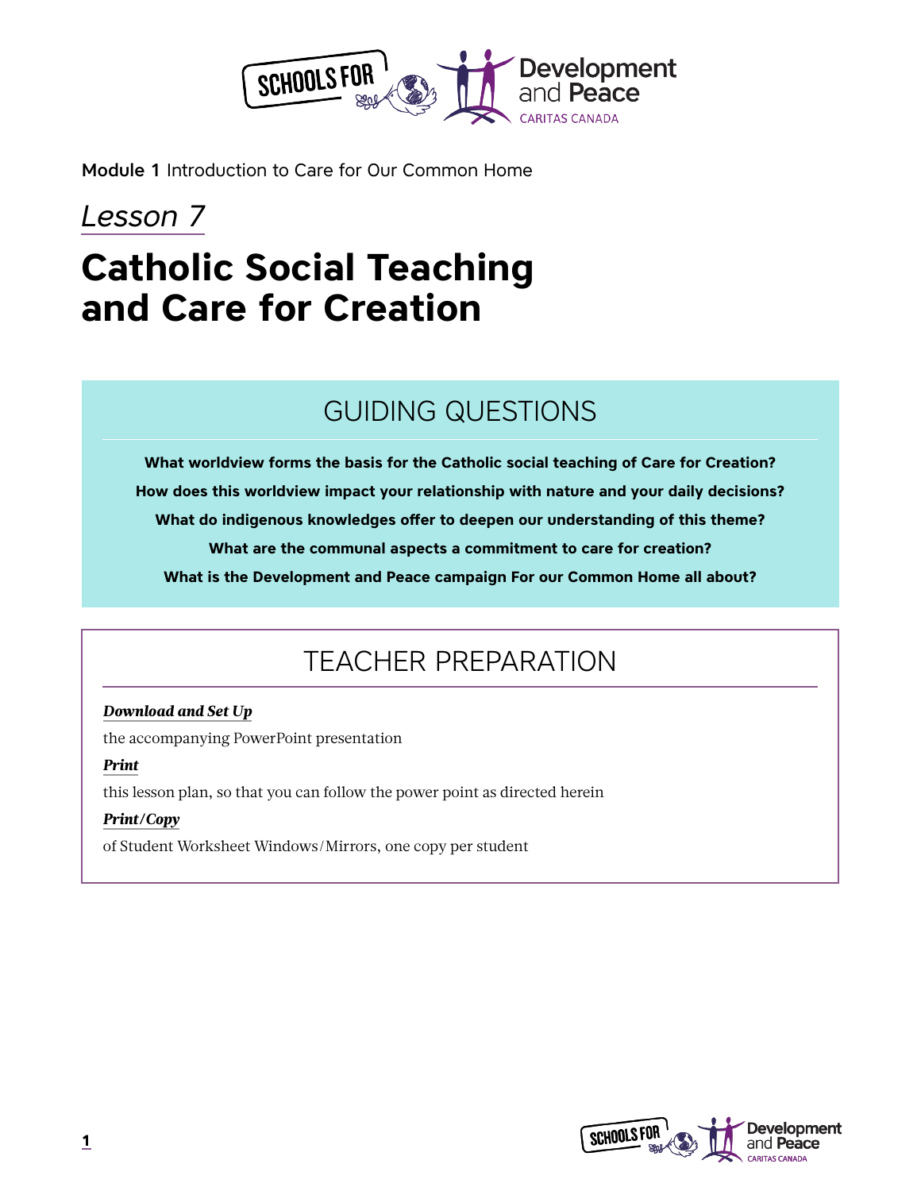**Module 1** Introduction to Care for Our Common Home

*Lesson 7*

# Catholic Social Teaching and Care for Creation

## GUIDING QUESTIONS

**What worldview forms the basis for the Catholic social teaching of Care for Creation?**

**How does this worldview impact your relationship with nature and your daily decisions?**

**What do indigenous knowledges offer to deepen our understanding of this theme?**

**What are the communal aspects a commitment to care for creation?**

**What is the Development and Peace campaign For our Common Home all about?**

## TEACHER PREPARATION

***Download and Set Up***

the accompanying PowerPoint presentation

***Print***

this lesson plan, so that you can follow the power point as directed herein

***Print/Copy***

of Student Worksheet Windows/Mirrors, one copy per student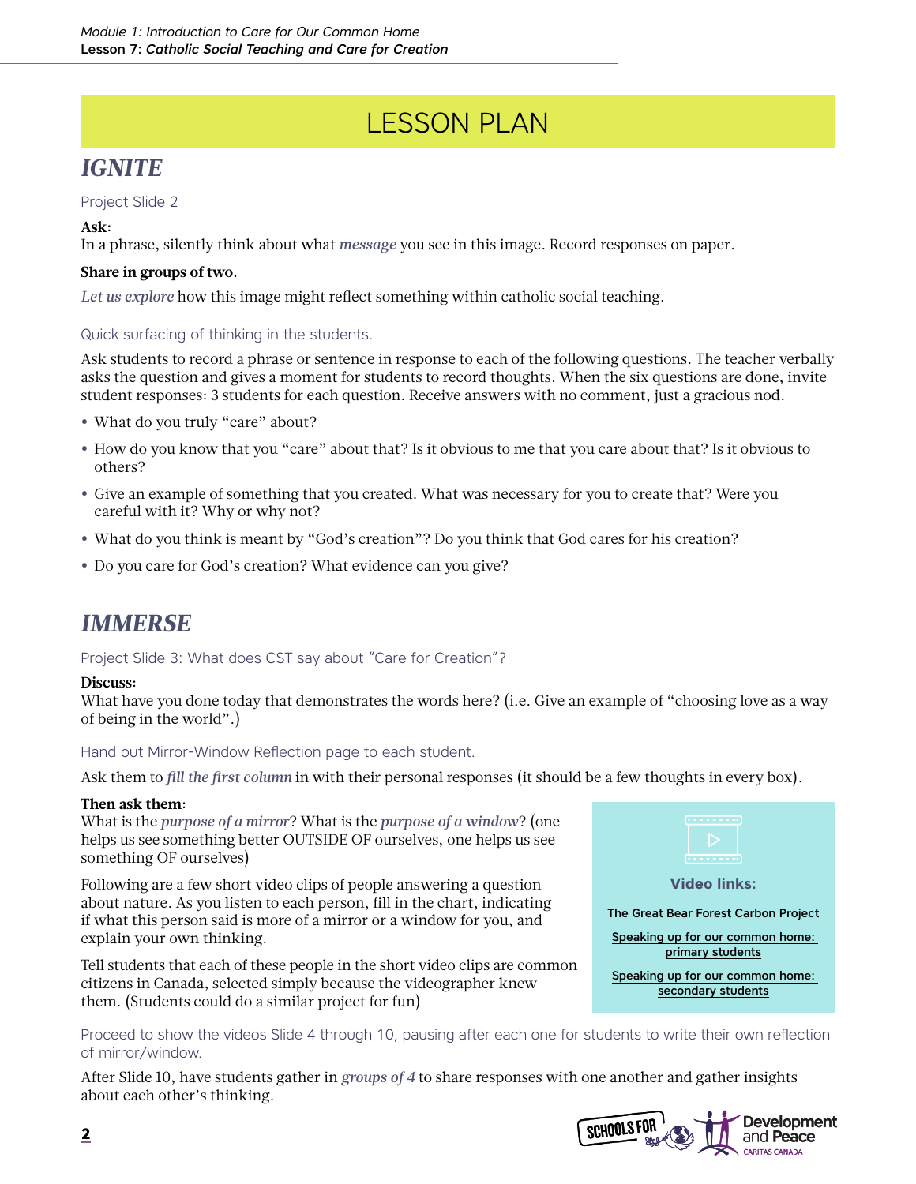# LESSON PLAN

## *IGNITE*

Project Slide 2

**Ask:**
In a phrase, silently think about what *message* you see in this image. Record responses on paper.

**Share in groups of two.**

*Let us explore* how this image might reflect something within catholic social teaching.

Quick surfacing of thinking in the students.

Ask students to record a phrase or sentence in response to each of the following questions. The teacher verbally asks the question and gives a moment for students to record thoughts. When the six questions are done, invite student responses: 3 students for each question. Receive answers with no comment, just a gracious nod.

- What do you truly "care" about?
- How do you know that you "care" about that? Is it obvious to me that you care about that? Is it obvious to others?
- Give an example of something that you created. What was necessary for you to create that? Were you careful with it? Why or why not?
- What do you think is meant by "God's creation"? Do you think that God cares for his creation?
- Do you care for God's creation? What evidence can you give?

## *IMMERSE*

Project Slide 3: What does CST say about "Care for Creation"?

**Discuss:**
What have you done today that demonstrates the words here? (i.e. Give an example of "choosing love as a way of being in the world".)

Hand out Mirror-Window Reflection page to each student.

Ask them to *fill the first column* in with their personal responses (it should be a few thoughts in every box).

**Then ask them:**
What is the *purpose of a mirror*? What is the *purpose of a window*? (one helps us see something better OUTSIDE OF ourselves, one helps us see something OF ourselves)

Following are a few short video clips of people answering a question about nature. As you listen to each person, fill in the chart, indicating if what this person said is more of a mirror or a window for you, and explain your own thinking.

Tell students that each of these people in the short video clips are common citizens in Canada, selected simply because the videographer knew them. (Students could do a similar project for fun)

**Video links:**

The Great Bear Forest Carbon Project

Speaking up for our common home: primary students

Speaking up for our common home: secondary students

Proceed to show the videos Slide 4 through 10, pausing after each one for students to write their own reflection of mirror/window.

After Slide 10, have students gather in *groups of 4* to share responses with one another and gather insights about each other's thinking.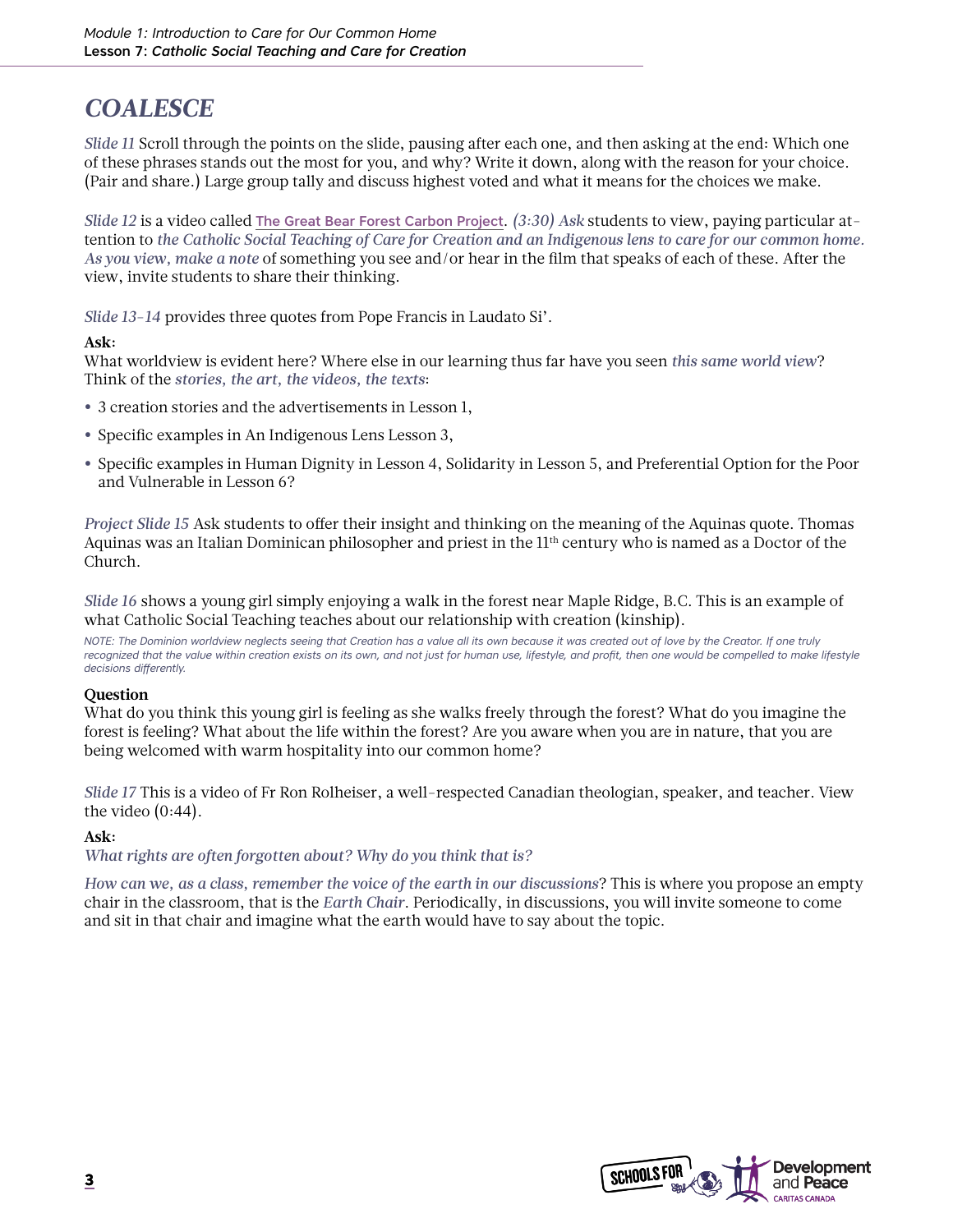## *COALESCE*

*Slide 11* Scroll through the points on the slide, pausing after each one, and then asking at the end: Which one of these phrases stands out the most for you, and why? Write it down, along with the reason for your choice. (Pair and share.) Large group tally and discuss highest voted and what it means for the choices we make.

*Slide 12* is a video called The Great Bear Forest Carbon Project. *(3:30) Ask* students to view, paying particular attention to *the Catholic Social Teaching of Care for Creation and an Indigenous lens to care for our common home. As you view, make a note* of something you see and/or hear in the film that speaks of each of these. After the view, invite students to share their thinking.

*Slide 13-14* provides three quotes from Pope Francis in Laudato Si'.

**Ask:**
What worldview is evident here? Where else in our learning thus far have you seen *this same world view*? Think of the *stories, the art, the videos, the texts*:

- 3 creation stories and the advertisements in Lesson 1,
- Specific examples in An Indigenous Lens Lesson 3,
- Specific examples in Human Dignity in Lesson 4, Solidarity in Lesson 5, and Preferential Option for the Poor and Vulnerable in Lesson 6?

*Project Slide 15* Ask students to offer their insight and thinking on the meaning of the Aquinas quote. Thomas Aquinas was an Italian Dominican philosopher and priest in the 11th century who is named as a Doctor of the Church.

*Slide 16* shows a young girl simply enjoying a walk in the forest near Maple Ridge, B.C. This is an example of what Catholic Social Teaching teaches about our relationship with creation (kinship).

*NOTE: The Dominion worldview neglects seeing that Creation has a value all its own because it was created out of love by the Creator. If one truly recognized that the value within creation exists on its own, and not just for human use, lifestyle, and profit, then one would be compelled to make lifestyle decisions differently.*

**Question**
What do you think this young girl is feeling as she walks freely through the forest? What do you imagine the forest is feeling? What about the life within the forest? Are you aware when you are in nature, that you are being welcomed with warm hospitality into our common home?

*Slide 17* This is a video of Fr Ron Rolheiser, a well-respected Canadian theologian, speaker, and teacher. View the video (0:44).

**Ask:**
*What rights are often forgotten about? Why do you think that is?*

*How can we, as a class, remember the voice of the earth in our discussions*? This is where you propose an empty chair in the classroom, that is the *Earth Chair*. Periodically, in discussions, you will invite someone to come and sit in that chair and imagine what the earth would have to say about the topic.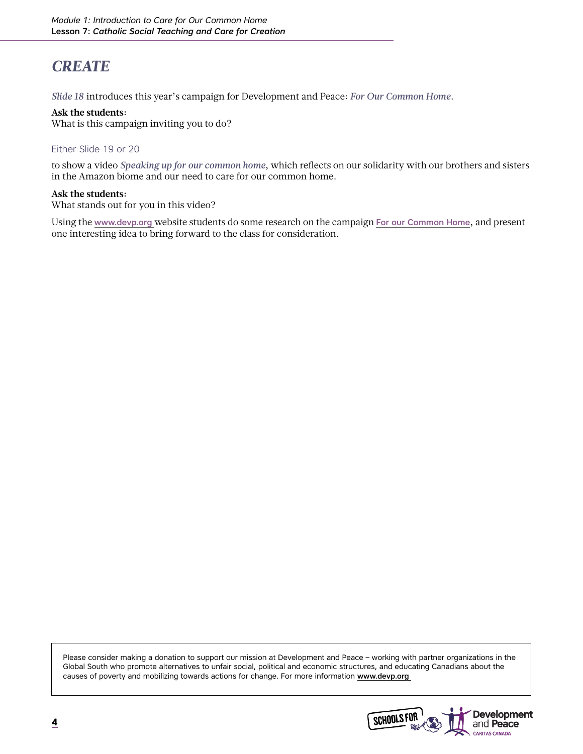## *CREATE*

*Slide 18* introduces this year's campaign for Development and Peace: *For Our Common Home*.

**Ask the students**:
What is this campaign inviting you to do?

Either Slide 19 or 20

to show a video ***Speaking up for our common home***, which reflects on our solidarity with our brothers and sisters in the Amazon biome and our need to care for our common home.

**Ask the students**:
What stands out for you in this video?

Using the **www.devp.org** website students do some research on the campaign **For our Common Home**, and present one interesting idea to bring forward to the class for consideration.

Please consider making a donation to support our mission at Development and Peace – working with partner organizations in the Global South who promote alternatives to unfair social, political and economic structures, and educating Canadians about the causes of poverty and mobilizing towards actions for change. For more information **www.devp.org**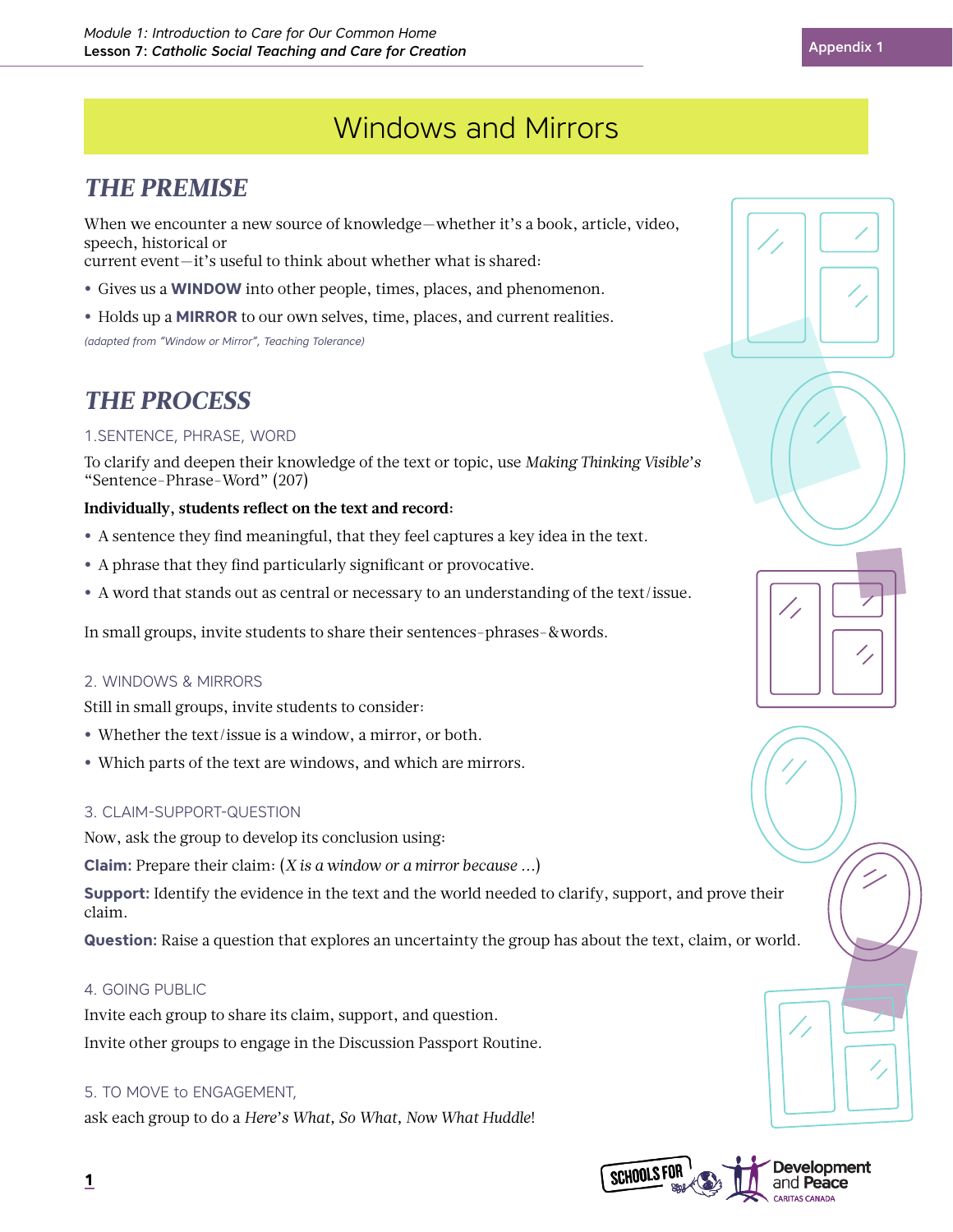# Windows and Mirrors

## THE PREMISE

When we encounter a new source of knowledge—whether it's a book, article, video, speech, historical or
current event—it's useful to think about whether what is shared:

- Gives us a **WINDOW** into other people, times, places, and phenomenon.
- Holds up a **MIRROR** to our own selves, time, places, and current realities.

*(adapted from "Window or Mirror", Teaching Tolerance)*

## THE PROCESS

### 1.SENTENCE, PHRASE, WORD

To clarify and deepen their knowledge of the text or topic, use *Making Thinking Visible's* "Sentence-Phrase-Word" (207)

**Individually, students reflect on the text and record:**

- A sentence they find meaningful, that they feel captures a key idea in the text.
- A phrase that they find particularly significant or provocative.
- A word that stands out as central or necessary to an understanding of the text/issue.

In small groups, invite students to share their sentences-phrases-&words.

### 2. WINDOWS & MIRRORS

Still in small groups, invite students to consider:

- Whether the text/issue is a window, a mirror, or both.
- Which parts of the text are windows, and which are mirrors.

### 3. CLAIM-SUPPORT-QUESTION

Now, ask the group to develop its conclusion using:

**Claim:** Prepare their claim: (*X is a window or a mirror because ...*)

**Support:** Identify the evidence in the text and the world needed to clarify, support, and prove their claim.

**Question:** Raise a question that explores an uncertainty the group has about the text, claim, or world.

### 4. GOING PUBLIC

Invite each group to share its claim, support, and question.

Invite other groups to engage in the Discussion Passport Routine.

### 5. TO MOVE to ENGAGEMENT,

ask each group to do a *Here's What, So What, Now What Huddle*!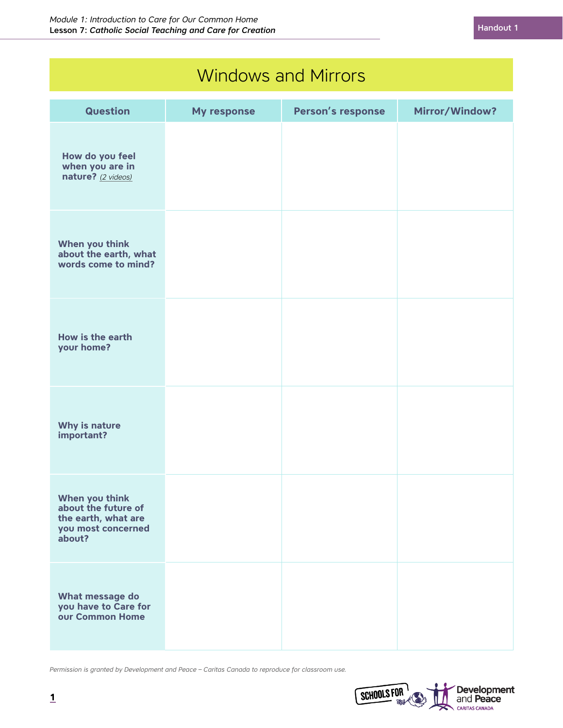Handout 1

# Windows and Mirrors

| Question | My response | Person's response | Mirror/Window? |
| --- | --- | --- | --- |
| **How do you feel when you are in nature?** *(2 videos)* | | | |
| **When you think about the earth, what words come to mind?** | | | |
| **How is the earth your home?** | | | |
| **Why is nature important?** | | | |
| **When you think about the future of the earth, what are you most concerned about?** | | | |
| **What message do you have to Care for our Common Home** | | | |

*Permission is granted by Development and Peace – Caritas Canada to reproduce for classroom use.*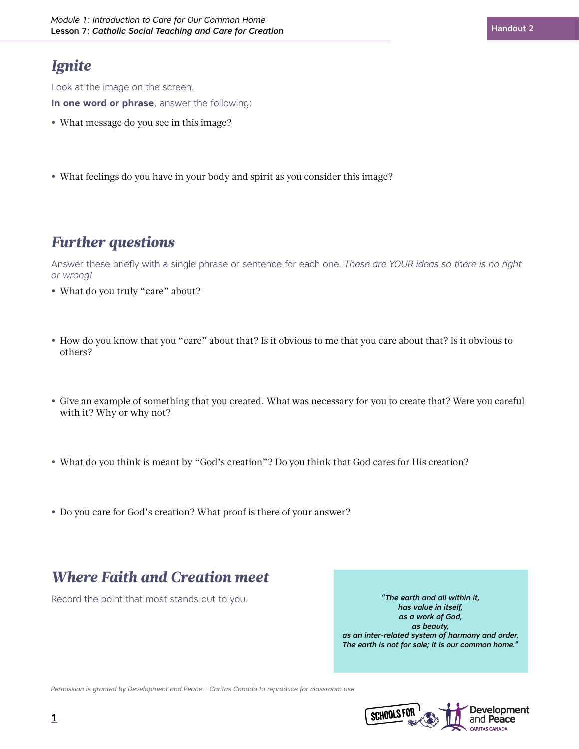## Ignite

Look at the image on the screen.

**In one word or phrase**, answer the following:

- What message do you see in this image?
- What feelings do you have in your body and spirit as you consider this image?

## Further questions

Answer these briefly with a single phrase or sentence for each one. *These are YOUR ideas so there is no right or wrong!*

- What do you truly "care" about?
- How do you know that you "care" about that? Is it obvious to me that you care about that? Is it obvious to others?
- Give an example of something that you created. What was necessary for you to create that? Were you careful with it? Why or why not?
- What do you think is meant by "God's creation"? Do you think that God cares for His creation?
- Do you care for God's creation? What proof is there of your answer?

## Where Faith and Creation meet

Record the point that most stands out to you.

> ***"The earth and all within it,***
> ***has value in itself,***
> ***as a work of God,***
> ***as beauty,***
> ***as an inter-related system of harmony and order.***
> ***The earth is not for sale; it is our common home."***

*Permission is granted by Development and Peace – Caritas Canada to reproduce for classroom use.*